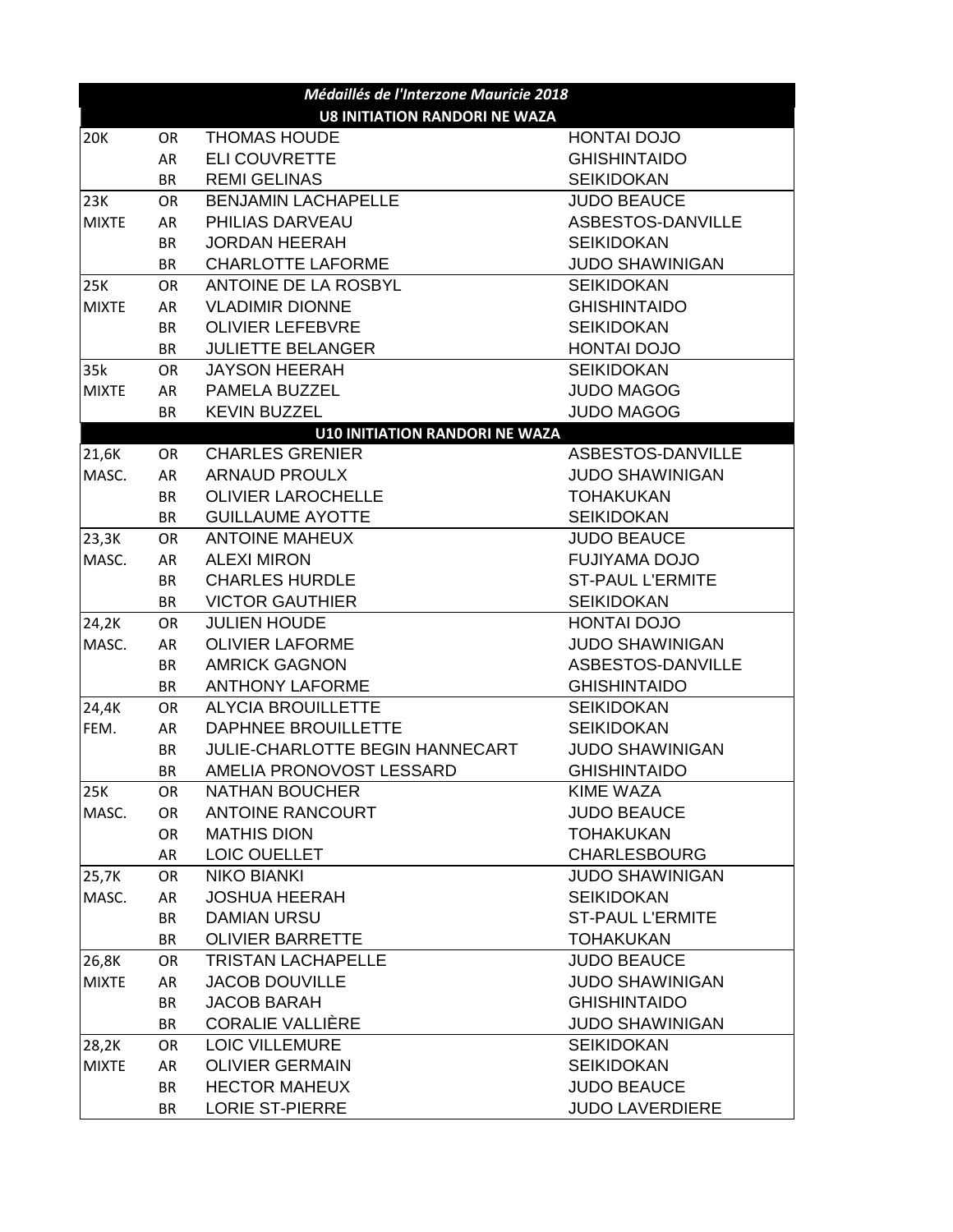| *Médaillés de l'Interzone Mauricie 2018* | | | |
|---|---|---|---|
| **U8 INITIATION RANDORI NE WAZA** | | | |
| 20K | OR | THOMAS HOUDE | HONTAI DOJO |
| | AR | ELI COUVRETTE | GHISHINTAIDO |
| | BR | REMI GELINAS | SEIKIDOKAN |
| 23K | OR | BENJAMIN LACHAPELLE | JUDO BEAUCE |
| MIXTE | AR | PHILIAS DARVEAU | ASBESTOS-DANVILLE |
| | BR | JORDAN HEERAH | SEIKIDOKAN |
| | BR | CHARLOTTE LAFORME | JUDO SHAWINIGAN |
| 25K | OR | ANTOINE DE LA ROSBYL | SEIKIDOKAN |
| MIXTE | AR | VLADIMIR DIONNE | GHISHINTAIDO |
| | BR | OLIVIER LEFEBVRE | SEIKIDOKAN |
| | BR | JULIETTE BELANGER | HONTAI DOJO |
| 35k | OR | JAYSON HEERAH | SEIKIDOKAN |
| MIXTE | AR | PAMELA BUZZEL | JUDO MAGOG |
| | BR | KEVIN BUZZEL | JUDO MAGOG |
| **U10 INITIATION RANDORI NE WAZA** | | | |
| 21,6K | OR | CHARLES GRENIER | ASBESTOS-DANVILLE |
| MASC. | AR | ARNAUD PROULX | JUDO SHAWINIGAN |
| | BR | OLIVIER LAROCHELLE | TOHAKUKAN |
| | BR | GUILLAUME AYOTTE | SEIKIDOKAN |
| 23,3K | OR | ANTOINE MAHEUX | JUDO BEAUCE |
| MASC. | AR | ALEXI MIRON | FUJIYAMA DOJO |
| | BR | CHARLES HURDLE | ST-PAUL L'ERMITE |
| | BR | VICTOR GAUTHIER | SEIKIDOKAN |
| 24,2K | OR | JULIEN HOUDE | HONTAI DOJO |
| MASC. | AR | OLIVIER LAFORME | JUDO SHAWINIGAN |
| | BR | AMRICK GAGNON | ASBESTOS-DANVILLE |
| | BR | ANTHONY LAFORME | GHISHINTAIDO |
| 24,4K | OR | ALYCIA BROUILLETTE | SEIKIDOKAN |
| FEM. | AR | DAPHNEE BROUILLETTE | SEIKIDOKAN |
| | BR | JULIE-CHARLOTTE BEGIN HANNECART | JUDO SHAWINIGAN |
| | BR | AMELIA PRONOVOST LESSARD | GHISHINTAIDO |
| 25K | OR | NATHAN BOUCHER | KIME WAZA |
| MASC. | OR | ANTOINE RANCOURT | JUDO BEAUCE |
| | OR | MATHIS DION | TOHAKUKAN |
| | AR | LOIC OUELLET | CHARLESBOURG |
| 25,7K | OR | NIKO BIANKI | JUDO SHAWINIGAN |
| MASC. | AR | JOSHUA HEERAH | SEIKIDOKAN |
| | BR | DAMIAN URSU | ST-PAUL L'ERMITE |
| | BR | OLIVIER BARRETTE | TOHAKUKAN |
| 26,8K | OR | TRISTAN LACHAPELLE | JUDO BEAUCE |
| MIXTE | AR | JACOB DOUVILLE | JUDO SHAWINIGAN |
| | BR | JACOB BARAH | GHISHINTAIDO |
| | BR | CORALIE VALLIÈRE | JUDO SHAWINIGAN |
| 28,2K | OR | LOIC VILLEMURE | SEIKIDOKAN |
| MIXTE | AR | OLIVIER GERMAIN | SEIKIDOKAN |
| | BR | HECTOR MAHEUX | JUDO BEAUCE |
| | BR | LORIE ST-PIERRE | JUDO LAVERDIERE |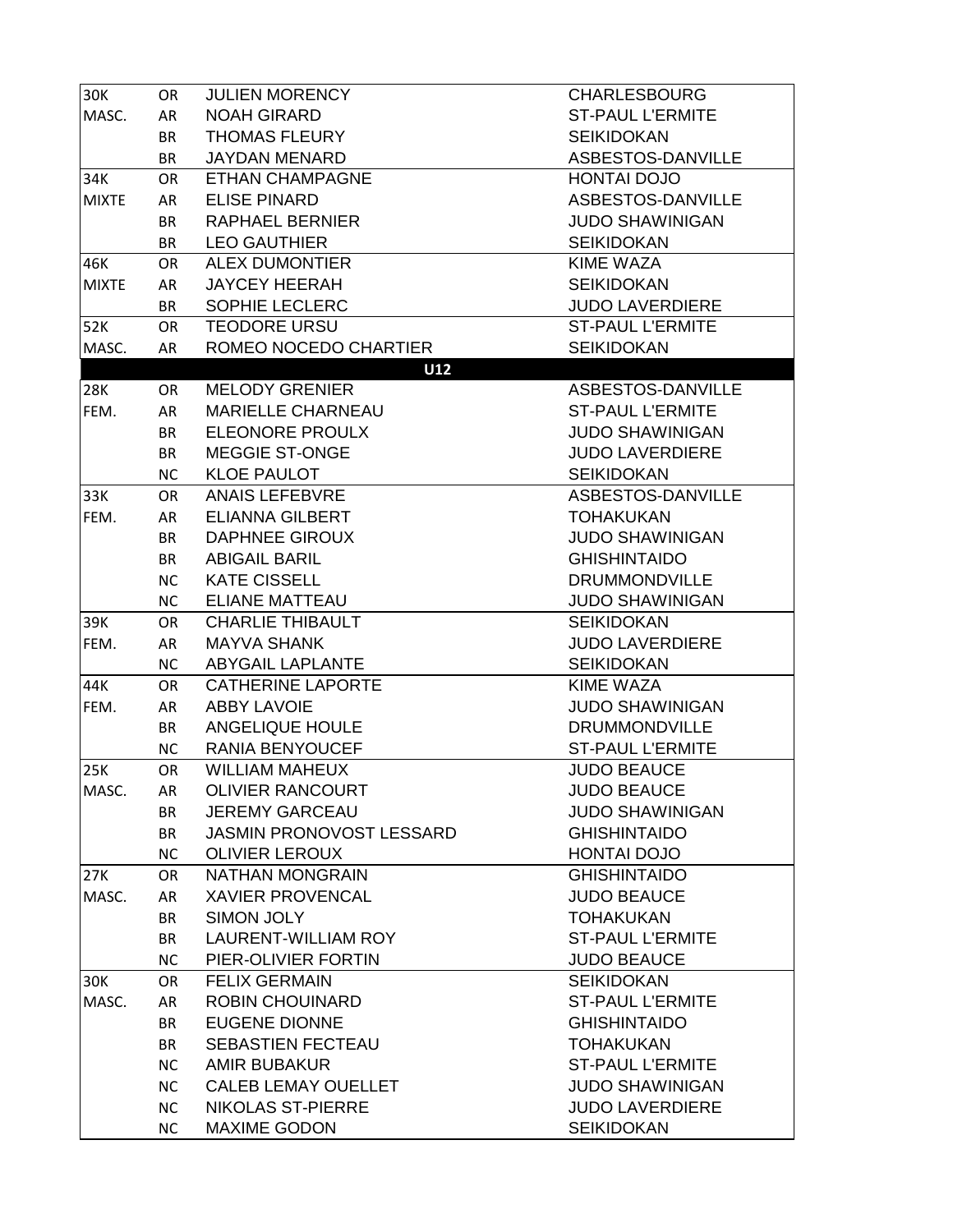| | | | |
|---|---|---|---|
| 30K | OR | JULIEN MORENCY | CHARLESBOURG |
| MASC. | AR | NOAH GIRARD | ST-PAUL L'ERMITE |
| | BR | THOMAS FLEURY | SEIKIDOKAN |
| | BR | JAYDAN MENARD | ASBESTOS-DANVILLE |
| 34K | OR | ETHAN CHAMPAGNE | HONTAI DOJO |
| MIXTE | AR | ELISE PINARD | ASBESTOS-DANVILLE |
| | BR | RAPHAEL BERNIER | JUDO SHAWINIGAN |
| | BR | LEO GAUTHIER | SEIKIDOKAN |
| 46K | OR | ALEX DUMONTIER | KIME WAZA |
| MIXTE | AR | JAYCEY HEERAH | SEIKIDOKAN |
| | BR | SOPHIE LECLERC | JUDO LAVERDIERE |
| 52K | OR | TEODORE URSU | ST-PAUL L'ERMITE |
| MASC. | AR | ROMEO NOCEDO CHARTIER | SEIKIDOKAN |
| | | **U12** | |
| 28K | OR | MELODY GRENIER | ASBESTOS-DANVILLE |
| FEM. | AR | MARIELLE CHARNEAU | ST-PAUL L'ERMITE |
| | BR | ELEONORE PROULX | JUDO SHAWINIGAN |
| | BR | MEGGIE ST-ONGE | JUDO LAVERDIERE |
| | NC | KLOE PAULOT | SEIKIDOKAN |
| 33K | OR | ANAIS LEFEBVRE | ASBESTOS-DANVILLE |
| FEM. | AR | ELIANNA GILBERT | TOHAKUKAN |
| | BR | DAPHNEE GIROUX | JUDO SHAWINIGAN |
| | BR | ABIGAIL BARIL | GHISHINTAIDO |
| | NC | KATE CISSELL | DRUMMONDVILLE |
| | NC | ELIANE MATTEAU | JUDO SHAWINIGAN |
| 39K | OR | CHARLIE THIBAULT | SEIKIDOKAN |
| FEM. | AR | MAYVA SHANK | JUDO LAVERDIERE |
| | NC | ABYGAIL LAPLANTE | SEIKIDOKAN |
| 44K | OR | CATHERINE LAPORTE | KIME WAZA |
| FEM. | AR | ABBY LAVOIE | JUDO SHAWINIGAN |
| | BR | ANGELIQUE HOULE | DRUMMONDVILLE |
| | NC | RANIA BENYOUCEF | ST-PAUL L'ERMITE |
| 25K | OR | WILLIAM MAHEUX | JUDO BEAUCE |
| MASC. | AR | OLIVIER RANCOURT | JUDO BEAUCE |
| | BR | JEREMY GARCEAU | JUDO SHAWINIGAN |
| | BR | JASMIN PRONOVOST LESSARD | GHISHINTAIDO |
| | NC | OLIVIER LEROUX | HONTAI DOJO |
| 27K | OR | NATHAN MONGRAIN | GHISHINTAIDO |
| MASC. | AR | XAVIER PROVENCAL | JUDO BEAUCE |
| | BR | SIMON JOLY | TOHAKUKAN |
| | BR | LAURENT-WILLIAM ROY | ST-PAUL L'ERMITE |
| | NC | PIER-OLIVIER FORTIN | JUDO BEAUCE |
| 30K | OR | FELIX GERMAIN | SEIKIDOKAN |
| MASC. | AR | ROBIN CHOUINARD | ST-PAUL L'ERMITE |
| | BR | EUGENE DIONNE | GHISHINTAIDO |
| | BR | SEBASTIEN FECTEAU | TOHAKUKAN |
| | NC | AMIR BUBAKUR | ST-PAUL L'ERMITE |
| | NC | CALEB LEMAY OUELLET | JUDO SHAWINIGAN |
| | NC | NIKOLAS ST-PIERRE | JUDO LAVERDIERE |
| | NC | MAXIME GODON | SEIKIDOKAN |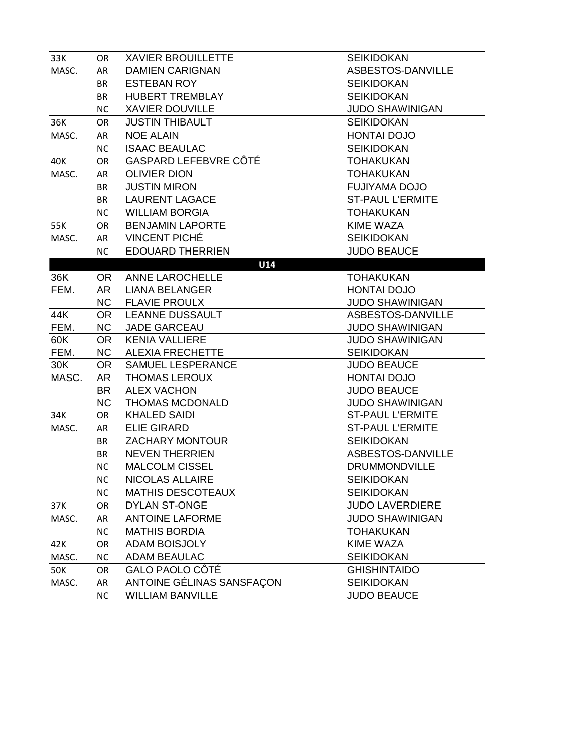| | | | |
|---|---|---|---|
| 33K | OR | XAVIER BROUILLETTE | SEIKIDOKAN |
| MASC. | AR | DAMIEN CARIGNAN | ASBESTOS-DANVILLE |
| | BR | ESTEBAN ROY | SEIKIDOKAN |
| | BR | HUBERT TREMBLAY | SEIKIDOKAN |
| | NC | XAVIER DOUVILLE | JUDO SHAWINIGAN |
| 36K | OR | JUSTIN THIBAULT | SEIKIDOKAN |
| MASC. | AR | NOE ALAIN | HONTAI DOJO |
| | NC | ISAAC BEAULAC | SEIKIDOKAN |
| 40K | OR | GASPARD LEFEBVRE CÔTÉ | TOHAKUKAN |
| MASC. | AR | OLIVIER DION | TOHAKUKAN |
| | BR | JUSTIN MIRON | FUJIYAMA DOJO |
| | BR | LAURENT LAGACE | ST-PAUL L'ERMITE |
| | NC | WILLIAM BORGIA | TOHAKUKAN |
| 55K | OR | BENJAMIN LAPORTE | KIME WAZA |
| MASC. | AR | VINCENT PICHÉ | SEIKIDOKAN |
| | NC | EDOUARD THERRIEN | JUDO BEAUCE |
| | | **U14** | |
| 36K | OR | ANNE LAROCHELLE | TOHAKUKAN |
| FEM. | AR | LIANA BELANGER | HONTAI DOJO |
| | NC | FLAVIE PROULX | JUDO SHAWINIGAN |
| 44K | OR | LEANNE DUSSAULT | ASBESTOS-DANVILLE |
| FEM. | NC | JADE GARCEAU | JUDO SHAWINIGAN |
| 60K | OR | KENIA VALLIERE | JUDO SHAWINIGAN |
| FEM. | NC | ALEXIA FRECHETTE | SEIKIDOKAN |
| 30K | OR | SAMUEL LESPERANCE | JUDO BEAUCE |
| MASC. | AR | THOMAS LEROUX | HONTAI DOJO |
| | BR | ALEX VACHON | JUDO BEAUCE |
| | NC | THOMAS MCDONALD | JUDO SHAWINIGAN |
| 34K | OR | KHALED SAIDI | ST-PAUL L'ERMITE |
| MASC. | AR | ELIE GIRARD | ST-PAUL L'ERMITE |
| | BR | ZACHARY MONTOUR | SEIKIDOKAN |
| | BR | NEVEN THERRIEN | ASBESTOS-DANVILLE |
| | NC | MALCOLM CISSEL | DRUMMONDVILLE |
| | NC | NICOLAS ALLAIRE | SEIKIDOKAN |
| | NC | MATHIS DESCOTEAUX | SEIKIDOKAN |
| 37K | OR | DYLAN ST-ONGE | JUDO LAVERDIERE |
| MASC. | AR | ANTOINE LAFORME | JUDO SHAWINIGAN |
| | NC | MATHIS BORDIA | TOHAKUKAN |
| 42K | OR | ADAM BOISJOLY | KIME WAZA |
| MASC. | NC | ADAM BEAULAC | SEIKIDOKAN |
| 50K | OR | GALO PAOLO CÔTÉ | GHISHINTAIDO |
| MASC. | AR | ANTOINE GÉLINAS SANSFAÇON | SEIKIDOKAN |
| | NC | WILLIAM BANVILLE | JUDO BEAUCE |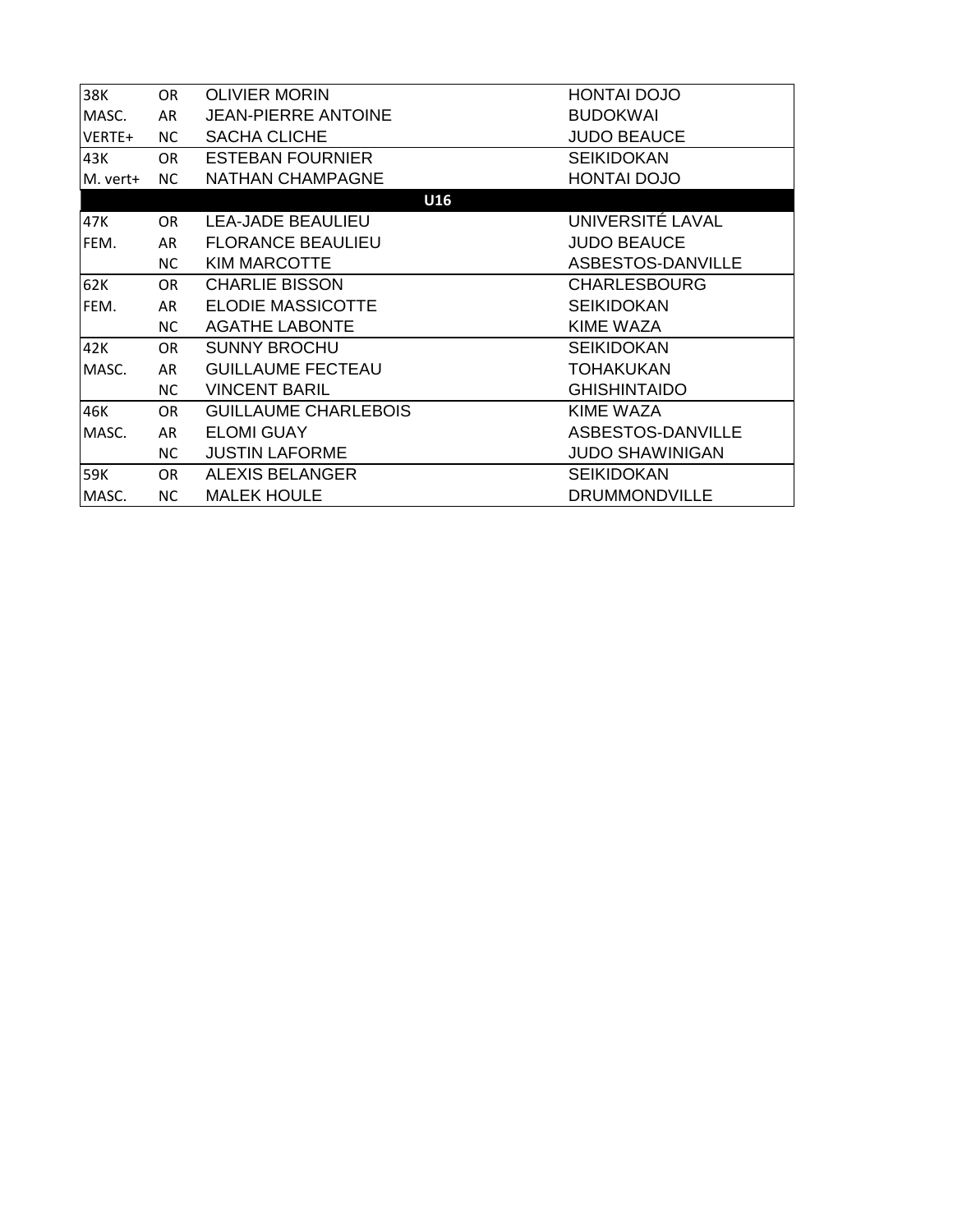| | | | |
|---|---|---|---|
| 38K | OR | OLIVIER MORIN | HONTAI DOJO |
| MASC. | AR | JEAN-PIERRE ANTOINE | BUDOKWAI |
| VERTE+ | NC | SACHA CLICHE | JUDO BEAUCE |
| 43K | OR | ESTEBAN FOURNIER | SEIKIDOKAN |
| M. vert+ | NC | NATHAN CHAMPAGNE | HONTAI DOJO |
| | | **U16** | |
| 47K | OR | LEA-JADE BEAULIEU | UNIVERSITÉ LAVAL |
| FEM. | AR | FLORANCE BEAULIEU | JUDO BEAUCE |
| | NC | KIM MARCOTTE | ASBESTOS-DANVILLE |
| 62K | OR | CHARLIE BISSON | CHARLESBOURG |
| FEM. | AR | ELODIE MASSICOTTE | SEIKIDOKAN |
| | NC | AGATHE LABONTE | KIME WAZA |
| 42K | OR | SUNNY BROCHU | SEIKIDOKAN |
| MASC. | AR | GUILLAUME FECTEAU | TOHAKUKAN |
| | NC | VINCENT BARIL | GHISHINTAIDO |
| 46K | OR | GUILLAUME CHARLEBOIS | KIME WAZA |
| MASC. | AR | ELOMI GUAY | ASBESTOS-DANVILLE |
| | NC | JUSTIN LAFORME | JUDO SHAWINIGAN |
| 59K | OR | ALEXIS BELANGER | SEIKIDOKAN |
| MASC. | NC | MALEK HOULE | DRUMMONDVILLE |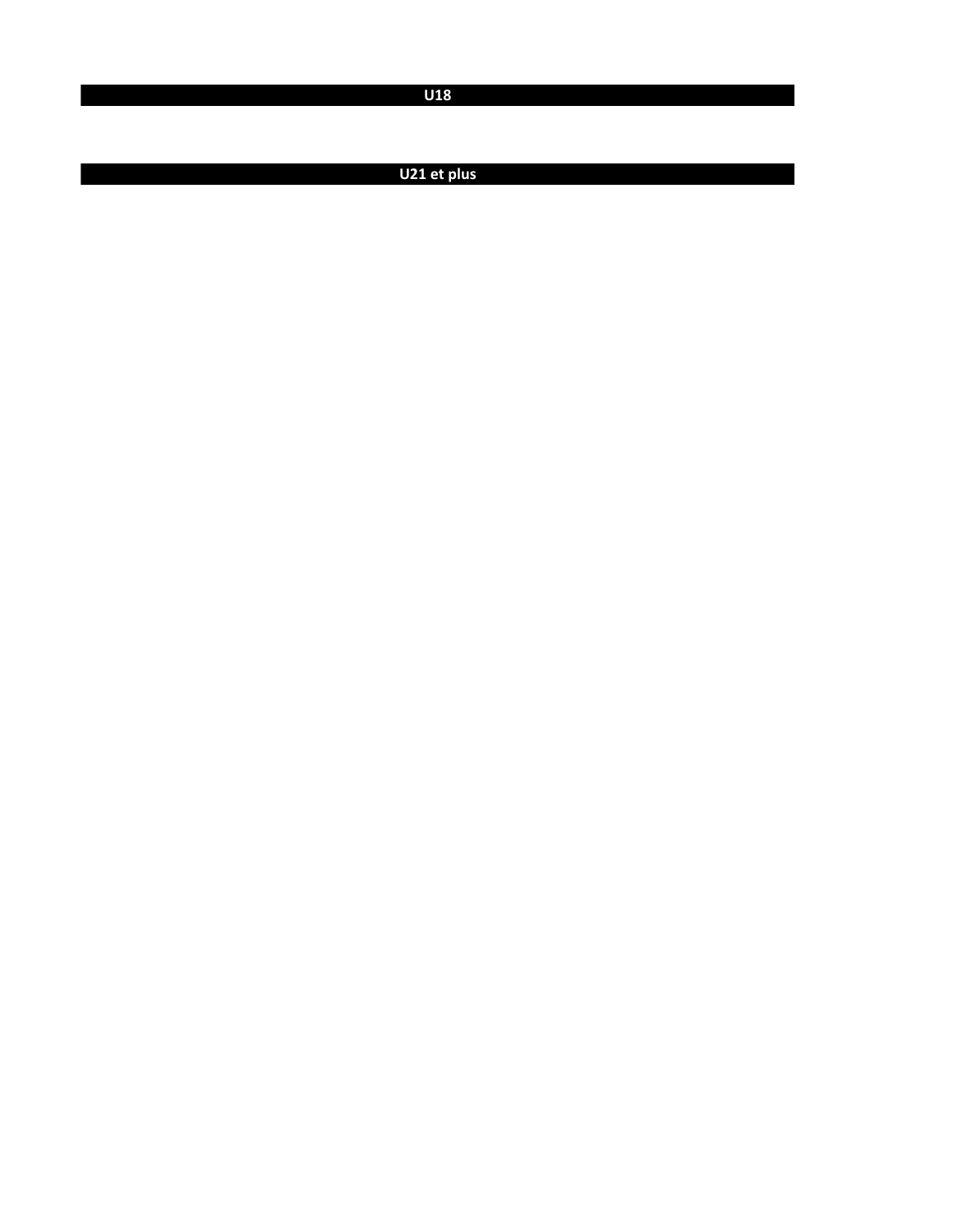## U18

## U21 et plus